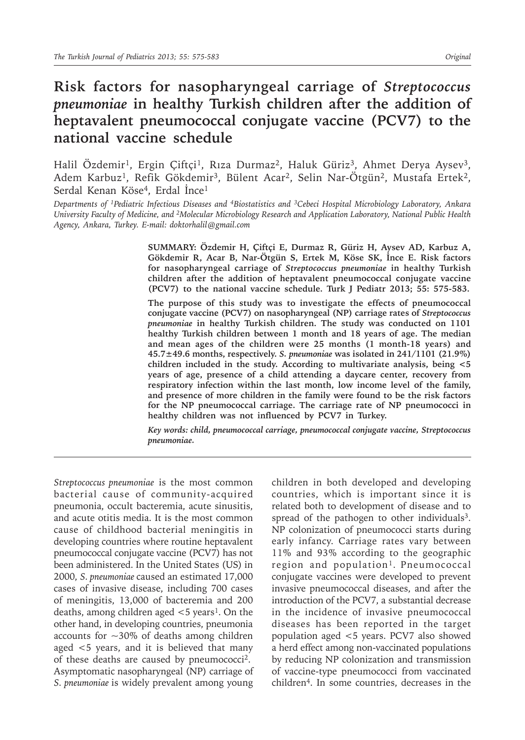# Risk factors for nasopharyngeal carriage of *Streptococcus pneumoniae* in healthy Turkish children after the addition of heptavalent pneumococcal conjugate vaccine (PCV7) to the national vaccine schedule

Halil Özdemir[1], Ergin Çiftçi[1], Rıza Durmaz[2], Haluk Güriz[3], Ahmet Derya Aysev[3], Adem Karbuz[1], Refik Gökdemir[3], Bülent Acar[2], Selin Nar-Ötgün[2], Mustafa Ertek[2], Serdal Kenan Köse[4], Erdal İnce[1]

*Departments of [1]Pediatric Infectious Diseases and [4]Biostatistics and [3]Cebeci Hospital Microbiology Laboratory, Ankara University Faculty of Medicine, and [2]Molecular Microbiology Research and Application Laboratory, National Public Health Agency, Ankara, Turkey. E-mail: doktorhalil@gmail.com*

**SUMMARY: Özdemir H, Çiftçi E, Durmaz R, Güriz H, Aysev AD, Karbuz A, Gökdemir R, Acar B, Nar-Ötgün S, Ertek M, Köse SK, İnce E. Risk factors for nasopharyngeal carriage of *Streptococcus pneumoniae* in healthy Turkish children after the addition of heptavalent pneumococcal conjugate vaccine (PCV7) to the national vaccine schedule. Turk J Pediatr 2013; 55: 575-583.**

**The purpose of this study was to investigate the effects of pneumococcal conjugate vaccine (PCV7) on nasopharyngeal (NP) carriage rates of *Streptococcus pneumoniae* in healthy Turkish children. The study was conducted on 1101 healthy Turkish children between 1 month and 18 years of age. The median and mean ages of the children were 25 months (1 month-18 years) and 45.7±49.6 months, respectively. *S. pneumoniae* was isolated in 241/1101 (21.9%) children included in the study. According to multivariate analysis, being <5 years of age, presence of a child attending a daycare center, recovery from respiratory infection within the last month, low income level of the family, and presence of more children in the family were found to be the risk factors for the NP pneumococcal carriage. The carriage rate of NP pneumococci in healthy children was not influenced by PCV7 in Turkey.**

***Key words:* *child, pneumococcal carriage, pneumococcal conjugate vaccine, Streptococcus pneumoniae.***

*Streptococcus pneumoniae* is the most common bacterial cause of community-acquired pneumonia, occult bacteremia, acute sinusitis, and acute otitis media. It is the most common cause of childhood bacterial meningitis in developing countries where routine heptavalent pneumococcal conjugate vaccine (PCV7) has not been administered. In the United States (US) in 2000, *S. pneumoniae* caused an estimated 17,000 cases of invasive disease, including 700 cases of meningitis, 13,000 of bacteremia and 200 deaths, among children aged <5 years[1]. On the other hand, in developing countries, pneumonia accounts for ~30% of deaths among children aged <5 years, and it is believed that many of these deaths are caused by pneumococci[2]. Asymptomatic nasopharyngeal (NP) carriage of *S. pneumoniae* is widely prevalent among young children in both developed and developing countries, which is important since it is related both to development of disease and to spread of the pathogen to other individuals[3]. NP colonization of pneumococci starts during early infancy. Carriage rates vary between 11% and 93% according to the geographic region and population[1]. Pneumococcal conjugate vaccines were developed to prevent invasive pneumococcal diseases, and after the introduction of the PCV7, a substantial decrease in the incidence of invasive pneumococcal diseases has been reported in the target population aged <5 years. PCV7 also showed a herd effect among non-vaccinated populations by reducing NP colonization and transmission of vaccine-type pneumococci from vaccinated children[4]. In some countries, decreases in the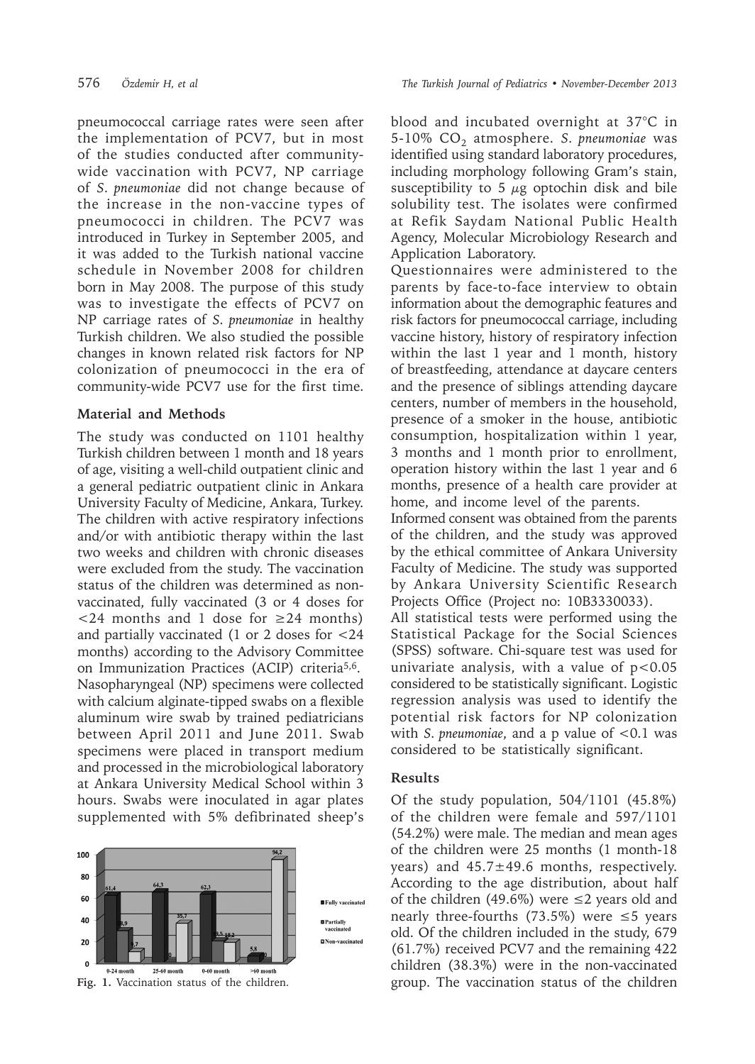pneumococcal carriage rates were seen after the implementation of PCV7, but in most of the studies conducted after community-wide vaccination with PCV7, NP carriage of *S. pneumoniae* did not change because of the increase in the non-vaccine types of pneumococci in children. The PCV7 was introduced in Turkey in September 2005, and it was added to the Turkish national vaccine schedule in November 2008 for children born in May 2008. The purpose of this study was to investigate the effects of PCV7 on NP carriage rates of *S. pneumoniae* in healthy Turkish children. We also studied the possible changes in known related risk factors for NP colonization of pneumococci in the era of community-wide PCV7 use for the first time.

## Material and Methods

The study was conducted on 1101 healthy Turkish children between 1 month and 18 years of age, visiting a well-child outpatient clinic and a general pediatric outpatient clinic in Ankara University Faculty of Medicine, Ankara, Turkey. The children with active respiratory infections and/or with antibiotic therapy within the last two weeks and children with chronic diseases were excluded from the study. The vaccination status of the children was determined as non-vaccinated, fully vaccinated (3 or 4 doses for <24 months and 1 dose for ≥24 months) and partially vaccinated (1 or 2 doses for <24 months) according to the Advisory Committee on Immunization Practices (ACIP) criteria[5,6]. Nasopharyngeal (NP) specimens were collected with calcium alginate-tipped swabs on a flexible aluminum wire swab by trained pediatricians between April 2011 and June 2011. Swab specimens were placed in transport medium and processed in the microbiological laboratory at Ankara University Medical School within 3 hours. Swabs were inoculated in agar plates supplemented with 5% defibrinated sheep's

Fig. 1. Vaccination status of the children.

blood and incubated overnight at 37°C in 5-10% $CO_2$ atmosphere. *S. pneumoniae* was identified using standard laboratory procedures, including morphology following Gram's stain, susceptibility to 5 μg optochin disk and bile solubility test. The isolates were confirmed at Refik Saydam National Public Health Agency, Molecular Microbiology Research and Application Laboratory.

Questionnaires were administered to the parents by face-to-face interview to obtain information about the demographic features and risk factors for pneumococcal carriage, including vaccine history, history of respiratory infection within the last 1 year and 1 month, history of breastfeeding, attendance at daycare centers and the presence of siblings attending daycare centers, number of members in the household, presence of a smoker in the house, antibiotic consumption, hospitalization within 1 year, 3 months and 1 month prior to enrollment, operation history within the last 1 year and 6 months, presence of a health care provider at home, and income level of the parents.

Informed consent was obtained from the parents of the children, and the study was approved by the ethical committee of Ankara University Faculty of Medicine. The study was supported by Ankara University Scientific Research Projects Office (Project no: 10B3330033).

All statistical tests were performed using the Statistical Package for the Social Sciences (SPSS) software. Chi-square test was used for univariate analysis, with a value of $p<0.05$ considered to be statistically significant. Logistic regression analysis was used to identify the potential risk factors for NP colonization with *S. pneumoniae*, and a p value of <0.1 was considered to be statistically significant.

## Results

Of the study population, 504/1101 (45.8%) of the children were female and 597/1101 (54.2%) were male. The median and mean ages of the children were 25 months (1 month-18 years) and 45.7±49.6 months, respectively. According to the age distribution, about half of the children (49.6%) were ≤2 years old and nearly three-fourths (73.5%) were ≤5 years old. Of the children included in the study, 679 (61.7%) received PCV7 and the remaining 422 children (38.3%) were in the non-vaccinated group. The vaccination status of the children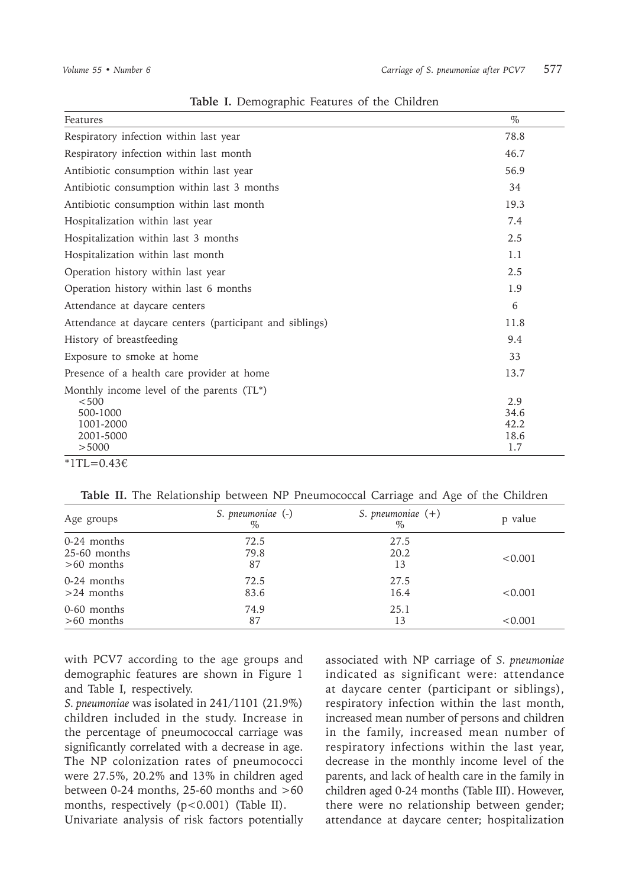**Table I.** Demographic Features of the Children

| Features | % |
|---|---|
| Respiratory infection within last year | 78.8 |
| Respiratory infection within last month | 46.7 |
| Antibiotic consumption within last year | 56.9 |
| Antibiotic consumption within last 3 months | 34 |
| Antibiotic consumption within last month | 19.3 |
| Hospitalization within last year | 7.4 |
| Hospitalization within last 3 months | 2.5 |
| Hospitalization within last month | 1.1 |
| Operation history within last year | 2.5 |
| Operation history within last 6 months | 1.9 |
| Attendance at daycare centers | 6 |
| Attendance at daycare centers (participant and siblings) | 11.8 |
| History of breastfeeding | 9.4 |
| Exposure to smoke at home | 33 |
| Presence of a health care provider at home | 13.7 |
| Monthly income level of the parents (TL*) | |
| <500 | 2.9 |
| 500-1000 | 34.6 |
| 1001-2000 | 42.2 |
| 2001-5000 | 18.6 |
| >5000 | 1.7 |

*1TL=0.43€

**Table II.** The Relationship between NP Pneumococcal Carriage and Age of the Children

| Age groups | *S. pneumoniae* (-) % | *S. pneumoniae* (+) % | p value |
|---|---|---|---|
| 0-24 months | 72.5 | 27.5 | |
| 25-60 months | 79.8 | 20.2 | <0.001 |
| >60 months | 87 | 13 | |
| 0-24 months | 72.5 | 27.5 | <0.001 |
| >24 months | 83.6 | 16.4 | |
| 0-60 months | 74.9 | 25.1 | |
| >60 months | 87 | 13 | <0.001 |

with PCV7 according to the age groups and demographic features are shown in Figure 1 and Table I, respectively.

*S. pneumoniae* was isolated in 241/1101 (21.9%) children included in the study. Increase in the percentage of pneumococcal carriage was significantly correlated with a decrease in age. The NP colonization rates of pneumococci were 27.5%, 20.2% and 13% in children aged between 0-24 months, 25-60 months and >60 months, respectively ($p<0.001$) (Table II).

Univariate analysis of risk factors potentially associated with NP carriage of *S. pneumoniae* indicated as significant were: attendance at daycare center (participant or siblings), respiratory infection within the last month, increased mean number of persons and children in the family, increased mean number of respiratory infections within the last year, decrease in the monthly income level of the parents, and lack of health care in the family in children aged 0-24 months (Table III). However, there were no relationship between gender; attendance at daycare center; hospitalization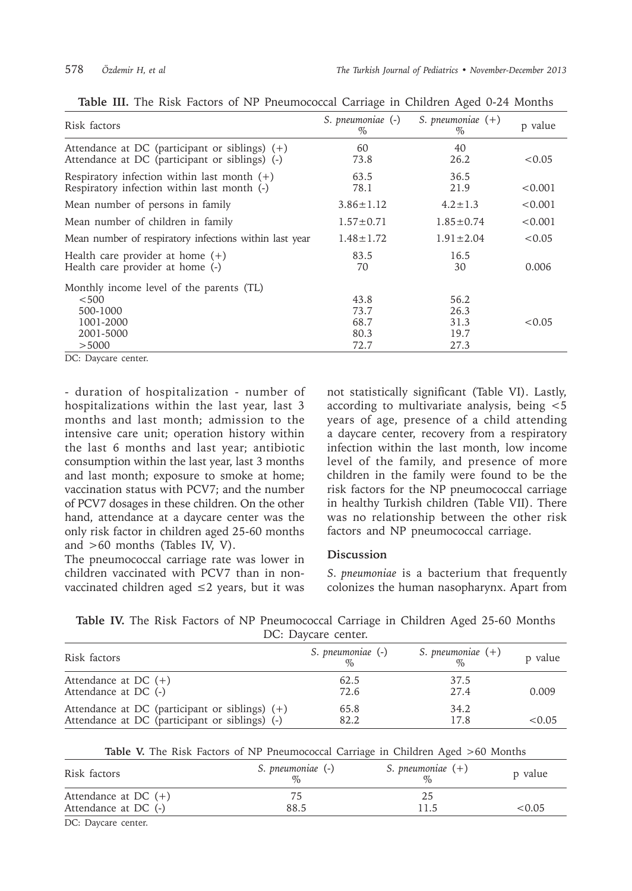**Table III.** The Risk Factors of NP Pneumococcal Carriage in Children Aged 0-24 Months

| Risk factors | *S. pneumoniae* (-) % | *S. pneumoniae* (+) % | p value |
|---|---|---|---|
| Attendance at DC (participant or siblings) (+) | 60 | 40 | |
| Attendance at DC (participant or siblings) (-) | 73.8 | 26.2 | <0.05 |
| Respiratory infection within last month (+) | 63.5 | 36.5 | |
| Respiratory infection within last month (-) | 78.1 | 21.9 | <0.001 |
| Mean number of persons in family | 3.86±1.12 | 4.2±1.3 | <0.001 |
| Mean number of children in family | 1.57±0.71 | 1.85±0.74 | <0.001 |
| Mean number of respiratory infections within last year | 1.48±1.72 | 1.91±2.04 | <0.05 |
| Health care provider at home (+) | 83.5 | 16.5 | |
| Health care provider at home (-) | 70 | 30 | 0.006 |
| Monthly income level of the parents (TL) | | | |
| <500 | 43.8 | 56.2 | |
| 500-1000 | 73.7 | 26.3 | |
| 1001-2000 | 68.7 | 31.3 | <0.05 |
| 2001-5000 | 80.3 | 19.7 | |
| >5000 | 72.7 | 27.3 | |

DC: Daycare center.

- duration of hospitalization - number of hospitalizations within the last year, last 3 months and last month; admission to the intensive care unit; operation history within the last 6 months and last year; antibiotic consumption within the last year, last 3 months and last month; exposure to smoke at home; vaccination status with PCV7; and the number of PCV7 dosages in these children. On the other hand, attendance at a daycare center was the only risk factor in children aged 25-60 months and >60 months (Tables IV, V).

The pneumococcal carriage rate was lower in children vaccinated with PCV7 than in non-vaccinated children aged ≤2 years, but it was not statistically significant (Table VI). Lastly, according to multivariate analysis, being <5 years of age, presence of a child attending a daycare center, recovery from a respiratory infection within the last month, low income level of the family, and presence of more children in the family were found to be the risk factors for the NP pneumococcal carriage in healthy Turkish children (Table VII). There was no relationship between the other risk factors and NP pneumococcal carriage.

## Discussion

*S. pneumoniae* is a bacterium that frequently colonizes the human nasopharynx. Apart from

**Table IV.** The Risk Factors of NP Pneumococcal Carriage in Children Aged 25-60 Months DC: Daycare center.

| Risk factors | *S. pneumoniae* (-) % | *S. pneumoniae* (+) % | p value |
|---|---|---|---|
| Attendance at DC (+) | 62.5 | 37.5 | |
| Attendance at DC (-) | 72.6 | 27.4 | 0.009 |
| Attendance at DC (participant or siblings) (+) | 65.8 | 34.2 | |
| Attendance at DC (participant or siblings) (-) | 82.2 | 17.8 | <0.05 |

**Table V.** The Risk Factors of NP Pneumococcal Carriage in Children Aged >60 Months

| Risk factors | *S. pneumoniae* (-) % | *S. pneumoniae* (+) % | p value |
|---|---|---|---|
| Attendance at DC (+) | 75 | 25 | |
| Attendance at DC (-) | 88.5 | 11.5 | <0.05 |

DC: Daycare center.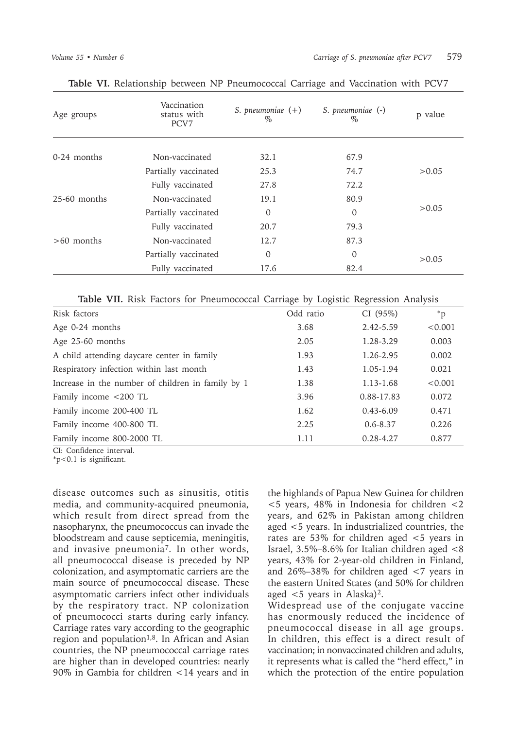**Table VI.** Relationship between NP Pneumococcal Carriage and Vaccination with PCV7

| Age groups | Vaccination status with PCV7 | *S. pneumoniae* (+) % | *S. pneumoniae* (-) % | p value |
|---|---|---|---|---|
| 0-24 months | Non-vaccinated | 32.1 | 67.9 | |
| | Partially vaccinated | 25.3 | 74.7 | >0.05 |
| | Fully vaccinated | 27.8 | 72.2 | |
| 25-60 months | Non-vaccinated | 19.1 | 80.9 | |
| | Partially vaccinated | 0 | 0 | >0.05 |
| | Fully vaccinated | 20.7 | 79.3 | |
| >60 months | Non-vaccinated | 12.7 | 87.3 | |
| | Partially vaccinated | 0 | 0 | >0.05 |
| | Fully vaccinated | 17.6 | 82.4 | |

**Table VII.** Risk Factors for Pneumococcal Carriage by Logistic Regression Analysis

| Risk factors | Odd ratio | CI (95%) | *p |
|---|---|---|---|
| Age 0-24 months | 3.68 | 2.42-5.59 | <0.001 |
| Age 25-60 months | 2.05 | 1.28-3.29 | 0.003 |
| A child attending daycare center in family | 1.93 | 1.26-2.95 | 0.002 |
| Respiratory infection within last month | 1.43 | 1.05-1.94 | 0.021 |
| Increase in the number of children in family by 1 | 1.38 | 1.13-1.68 | <0.001 |
| Family income <200 TL | 3.96 | 0.88-17.83 | 0.072 |
| Family income 200-400 TL | 1.62 | 0.43-6.09 | 0.471 |
| Family income 400-800 TL | 2.25 | 0.6-8.37 | 0.226 |
| Family income 800-2000 TL | 1.11 | 0.28-4.27 | 0.877 |

CI: Confidence interval.
*p<0.1 is significant.

disease outcomes such as sinusitis, otitis media, and community-acquired pneumonia, which result from direct spread from the nasopharynx, the pneumococcus can invade the bloodstream and cause septicemia, meningitis, and invasive pneumonia[7]. In other words, all pneumococcal disease is preceded by NP colonization, and asymptomatic carriers are the main source of pneumococcal disease. These asymptomatic carriers infect other individuals by the respiratory tract. NP colonization of pneumococci starts during early infancy. Carriage rates vary according to the geographic region and population[1,8]. In African and Asian countries, the NP pneumococcal carriage rates are higher than in developed countries: nearly 90% in Gambia for children <14 years and in the highlands of Papua New Guinea for children <5 years, 48% in Indonesia for children <2 years, and 62% in Pakistan among children aged <5 years. In industrialized countries, the rates are 53% for children aged <5 years in Israel, 3.5%–8.6% for Italian children aged <8 years, 43% for 2-year-old children in Finland, and 26%–38% for children aged <7 years in the eastern United States (and 50% for children aged <5 years in Alaska)[2].

Widespread use of the conjugate vaccine has enormously reduced the incidence of pneumococcal disease in all age groups. In children, this effect is a direct result of vaccination; in nonvaccinated children and adults, it represents what is called the "herd effect," in which the protection of the entire population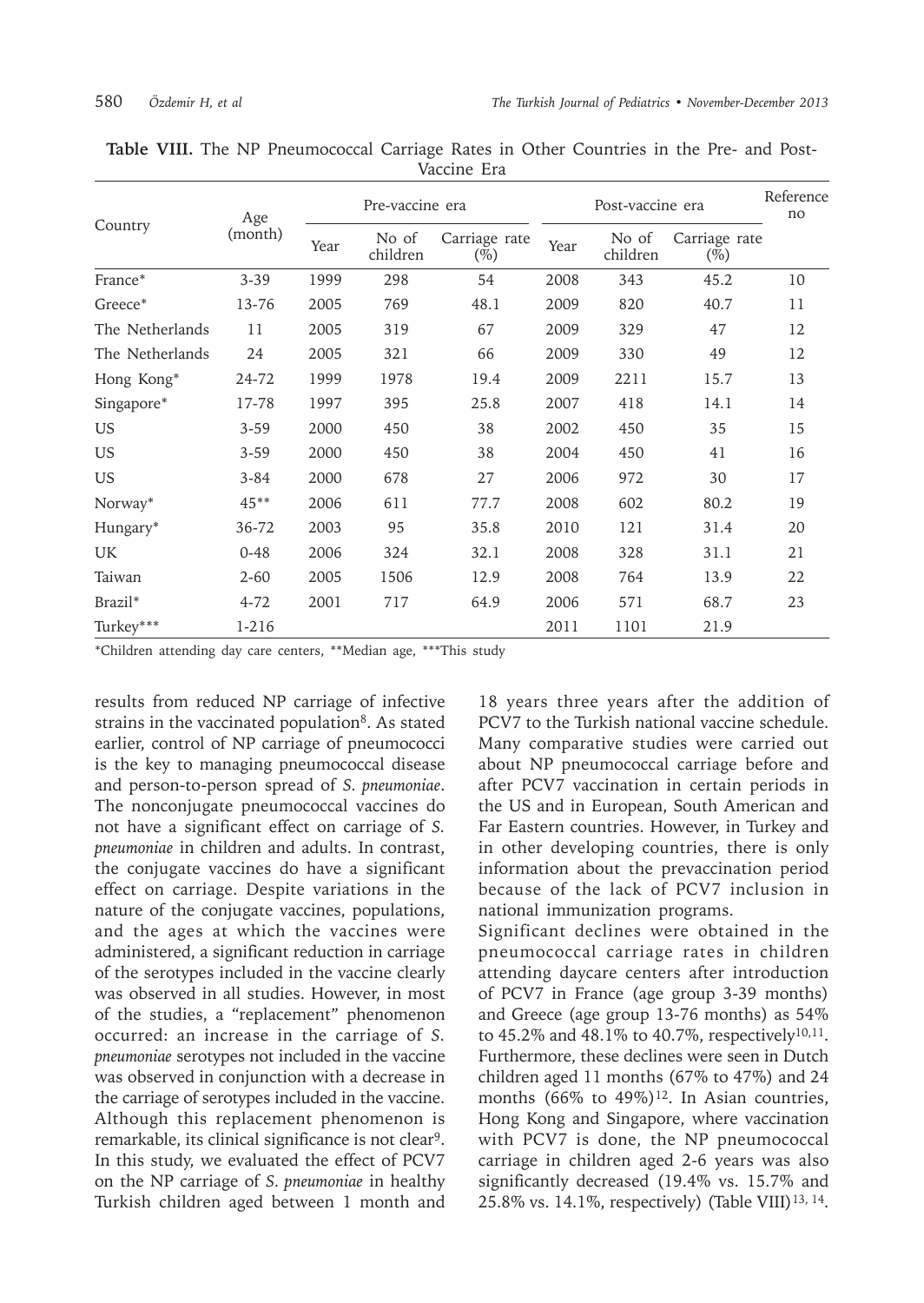**Table VIII.** The NP Pneumococcal Carriage Rates in Other Countries in the Pre- and Post-Vaccine Era

| Country | Age (month) | Pre-vaccine era | | | Post-vaccine era | | | Reference no |
|---|---|---|---|---|---|---|---|---|
| | | Year | No of children | Carriage rate (%) | Year | No of children | Carriage rate (%) | |
| France* | 3-39 | 1999 | 298 | 54 | 2008 | 343 | 45.2 | 10 |
| Greece* | 13-76 | 2005 | 769 | 48.1 | 2009 | 820 | 40.7 | 11 |
| The Netherlands | 11 | 2005 | 319 | 67 | 2009 | 329 | 47 | 12 |
| The Netherlands | 24 | 2005 | 321 | 66 | 2009 | 330 | 49 | 12 |
| Hong Kong* | 24-72 | 1999 | 1978 | 19.4 | 2009 | 2211 | 15.7 | 13 |
| Singapore* | 17-78 | 1997 | 395 | 25.8 | 2007 | 418 | 14.1 | 14 |
| US | 3-59 | 2000 | 450 | 38 | 2002 | 450 | 35 | 15 |
| US | 3-59 | 2000 | 450 | 38 | 2004 | 450 | 41 | 16 |
| US | 3-84 | 2000 | 678 | 27 | 2006 | 972 | 30 | 17 |
| Norway* | 45** | 2006 | 611 | 77.7 | 2008 | 602 | 80.2 | 19 |
| Hungary* | 36-72 | 2003 | 95 | 35.8 | 2010 | 121 | 31.4 | 20 |
| UK | 0-48 | 2006 | 324 | 32.1 | 2008 | 328 | 31.1 | 21 |
| Taiwan | 2-60 | 2005 | 1506 | 12.9 | 2008 | 764 | 13.9 | 22 |
| Brazil* | 4-72 | 2001 | 717 | 64.9 | 2006 | 571 | 68.7 | 23 |
| Turkey*** | 1-216 | | | | 2011 | 1101 | 21.9 | |

*Children attending day care centers, **Median age, ***This study

results from reduced NP carriage of infective strains in the vaccinated population[8]. As stated earlier, control of NP carriage of pneumococci is the key to managing pneumococcal disease and person-to-person spread of *S. pneumoniae*. The nonconjugate pneumococcal vaccines do not have a significant effect on carriage of *S. pneumoniae* in children and adults. In contrast, the conjugate vaccines do have a significant effect on carriage. Despite variations in the nature of the conjugate vaccines, populations, and the ages at which the vaccines were administered, a significant reduction in carriage of the serotypes included in the vaccine clearly was observed in all studies. However, in most of the studies, a "replacement" phenomenon occurred: an increase in the carriage of *S. pneumoniae* serotypes not included in the vaccine was observed in conjunction with a decrease in the carriage of serotypes included in the vaccine. Although this replacement phenomenon is remarkable, its clinical significance is not clear[9]. In this study, we evaluated the effect of PCV7 on the NP carriage of *S. pneumoniae* in healthy Turkish children aged between 1 month and 18 years three years after the addition of PCV7 to the Turkish national vaccine schedule. Many comparative studies were carried out about NP pneumococcal carriage before and after PCV7 vaccination in certain periods in the US and in European, South American and Far Eastern countries. However, in Turkey and in other developing countries, there is only information about the prevaccination period because of the lack of PCV7 inclusion in national immunization programs.

Significant declines were obtained in the pneumococcal carriage rates in children attending daycare centers after introduction of PCV7 in France (age group 3-39 months) and Greece (age group 13-76 months) as 54% to 45.2% and 48.1% to 40.7%, respectively[10,11]. Furthermore, these declines were seen in Dutch children aged 11 months (67% to 47%) and 24 months (66% to 49%)[12]. In Asian countries, Hong Kong and Singapore, where vaccination with PCV7 is done, the NP pneumococcal carriage in children aged 2-6 years was also significantly decreased (19.4% vs. 15.7% and 25.8% vs. 14.1%, respectively) (Table VIII)[13, 14].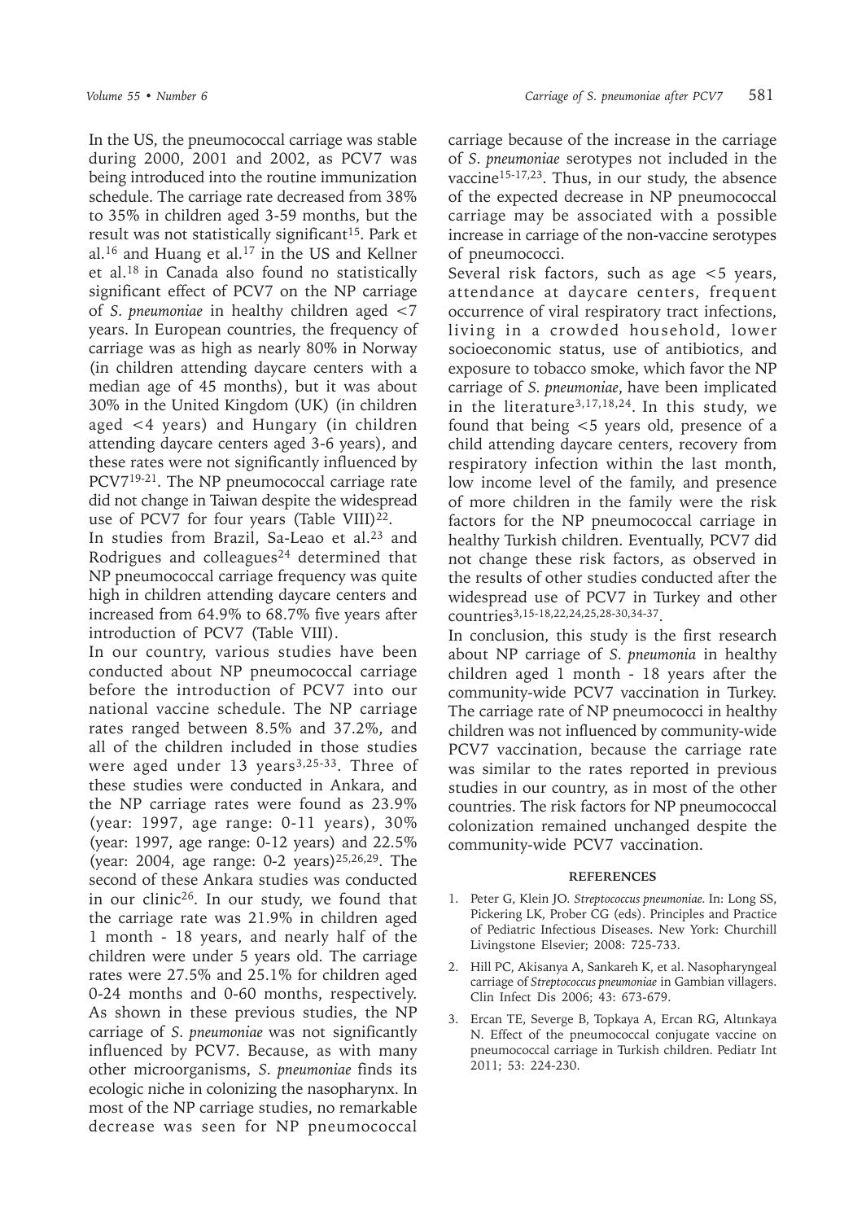In the US, the pneumococcal carriage was stable during 2000, 2001 and 2002, as PCV7 was being introduced into the routine immunization schedule. The carriage rate decreased from 38% to 35% in children aged 3-59 months, but the result was not statistically significant[15]. Park et al.[16] and Huang et al.[17] in the US and Kellner et al.[18] in Canada also found no statistically significant effect of PCV7 on the NP carriage of *S. pneumoniae* in healthy children aged <7 years. In European countries, the frequency of carriage was as high as nearly 80% in Norway (in children attending daycare centers with a median age of 45 months), but it was about 30% in the United Kingdom (UK) (in children aged <4 years) and Hungary (in children attending daycare centers aged 3-6 years), and these rates were not significantly influenced by PCV7[19-21]. The NP pneumococcal carriage rate did not change in Taiwan despite the widespread use of PCV7 for four years (Table VIII)[22].

In studies from Brazil, Sa-Leao et al.[23] and Rodrigues and colleagues[24] determined that NP pneumococcal carriage frequency was quite high in children attending daycare centers and increased from 64.9% to 68.7% five years after introduction of PCV7 (Table VIII).

In our country, various studies have been conducted about NP pneumococcal carriage before the introduction of PCV7 into our national vaccine schedule. The NP carriage rates ranged between 8.5% and 37.2%, and all of the children included in those studies were aged under 13 years[3,25-33]. Three of these studies were conducted in Ankara, and the NP carriage rates were found as 23.9% (year: 1997, age range: 0-11 years), 30% (year: 1997, age range: 0-12 years) and 22.5% (year: 2004, age range: 0-2 years)[25,26,29]. The second of these Ankara studies was conducted in our clinic[26]. In our study, we found that the carriage rate was 21.9% in children aged 1 month - 18 years, and nearly half of the children were under 5 years old. The carriage rates were 27.5% and 25.1% for children aged 0-24 months and 0-60 months, respectively. As shown in these previous studies, the NP carriage of *S. pneumoniae* was not significantly influenced by PCV7. Because, as with many other microorganisms, *S. pneumoniae* finds its ecologic niche in colonizing the nasopharynx. In most of the NP carriage studies, no remarkable decrease was seen for NP pneumococcal carriage because of the increase in the carriage of *S. pneumoniae* serotypes not included in the vaccine[15-17,23]. Thus, in our study, the absence of the expected decrease in NP pneumococcal carriage may be associated with a possible increase in carriage of the non-vaccine serotypes of pneumococci.

Several risk factors, such as age <5 years, attendance at daycare centers, frequent occurrence of viral respiratory tract infections, living in a crowded household, lower socioeconomic status, use of antibiotics, and exposure to tobacco smoke, which favor the NP carriage of *S. pneumoniae*, have been implicated in the literature[3,17,18,24]. In this study, we found that being <5 years old, presence of a child attending daycare centers, recovery from respiratory infection within the last month, low income level of the family, and presence of more children in the family were the risk factors for the NP pneumococcal carriage in healthy Turkish children. Eventually, PCV7 did not change these risk factors, as observed in the results of other studies conducted after the widespread use of PCV7 in Turkey and other countries[3,15-18,22,24,25,28-30,34-37].

In conclusion, this study is the first research about NP carriage of *S. pneumonia* in healthy children aged 1 month - 18 years after the community-wide PCV7 vaccination in Turkey. The carriage rate of NP pneumococci in healthy children was not influenced by community-wide PCV7 vaccination, because the carriage rate was similar to the rates reported in previous studies in our country, as in most of the other countries. The risk factors for NP pneumococcal colonization remained unchanged despite the community-wide PCV7 vaccination.

## REFERENCES

1. Peter G, Klein JO. *Streptococcus pneumoniae*. In: Long SS, Pickering LK, Prober CG (eds). Principles and Practice of Pediatric Infectious Diseases. New York: Churchill Livingstone Elsevier; 2008: 725-733.
2. Hill PC, Akisanya A, Sankareh K, et al. Nasopharyngeal carriage of *Streptococcus pneumoniae* in Gambian villagers. Clin Infect Dis 2006; 43: 673-679.
3. Ercan TE, Severge B, Topkaya A, Ercan RG, Altınkaya N. Effect of the pneumococcal conjugate vaccine on pneumococcal carriage in Turkish children. Pediatr Int 2011; 53: 224-230.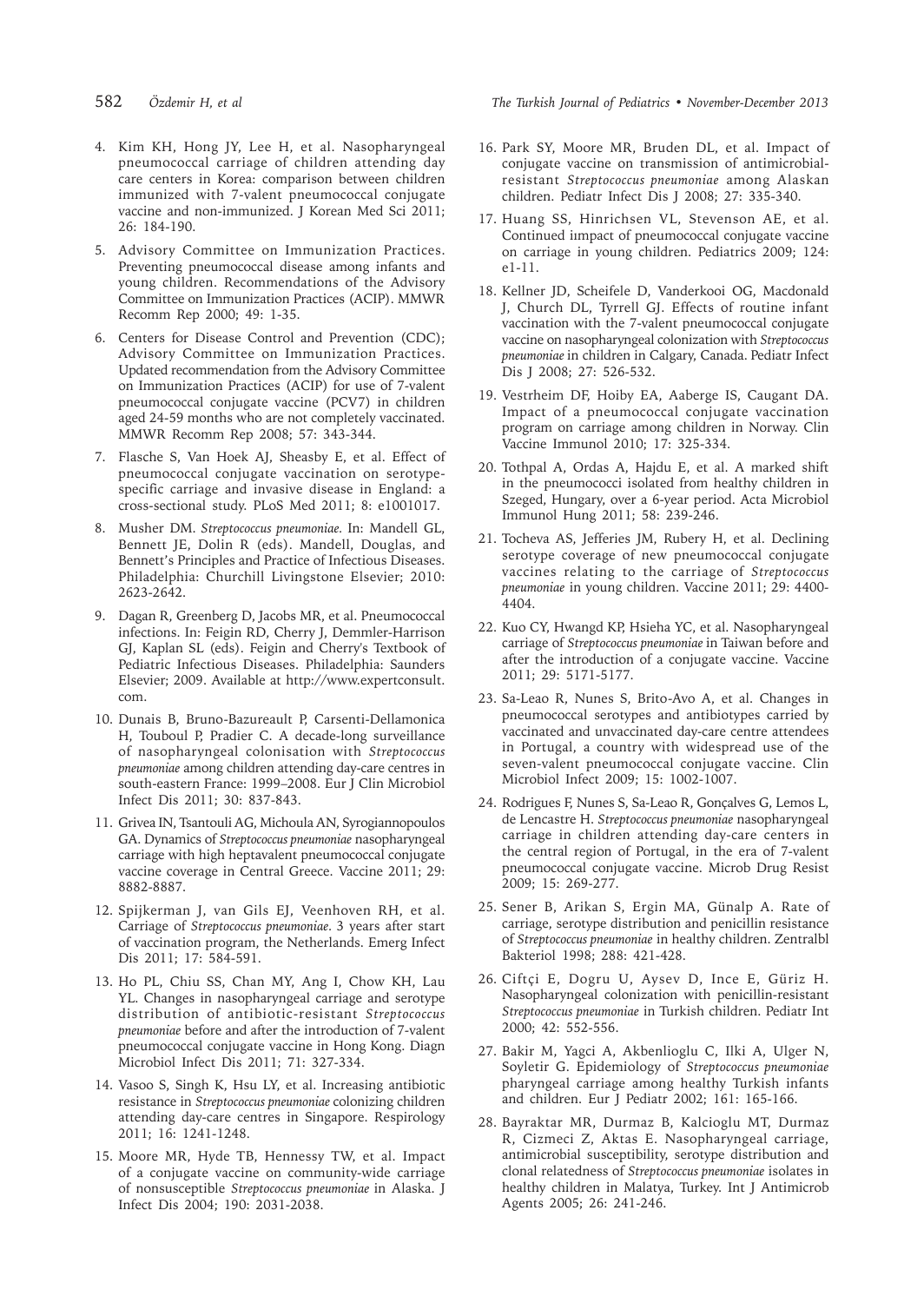4. Kim KH, Hong JY, Lee H, et al. Nasopharyngeal pneumococcal carriage of children attending day care centers in Korea: comparison between children immunized with 7-valent pneumococcal conjugate vaccine and non-immunized. J Korean Med Sci 2011; 26: 184-190.

5. Advisory Committee on Immunization Practices. Preventing pneumococcal disease among infants and young children. Recommendations of the Advisory Committee on Immunization Practices (ACIP). MMWR Recomm Rep 2000; 49: 1-35.

6. Centers for Disease Control and Prevention (CDC); Advisory Committee on Immunization Practices. Updated recommendation from the Advisory Committee on Immunization Practices (ACIP) for use of 7-valent pneumococcal conjugate vaccine (PCV7) in children aged 24-59 months who are not completely vaccinated. MMWR Recomm Rep 2008; 57: 343-344.

7. Flasche S, Van Hoek AJ, Sheasby E, et al. Effect of pneumococcal conjugate vaccination on serotype-specific carriage and invasive disease in England: a cross-sectional study. PLoS Med 2011; 8: e1001017.

8. Musher DM. *Streptococcus pneumoniae*. In: Mandell GL, Bennett JE, Dolin R (eds). Mandell, Douglas, and Bennett's Principles and Practice of Infectious Diseases. Philadelphia: Churchill Livingstone Elsevier; 2010: 2623-2642.

9. Dagan R, Greenberg D, Jacobs MR, et al. Pneumococcal infections. In: Feigin RD, Cherry J, Demmler-Harrison GJ, Kaplan SL (eds). Feigin and Cherry's Textbook of Pediatric Infectious Diseases. Philadelphia: Saunders Elsevier; 2009. Available at http://www.expertconsult.com.

10. Dunais B, Bruno-Bazureault P, Carsenti-Dellamonica H, Touboul P, Pradier C. A decade-long surveillance of nasopharyngeal colonisation with *Streptococcus pneumoniae* among children attending day-care centres in south-eastern France: 1999–2008. Eur J Clin Microbiol Infect Dis 2011; 30: 837-843.

11. Grivea IN, Tsantouli AG, Michoula AN, Syrogiannopoulos GA. Dynamics of *Streptococcus pneumoniae* nasopharyngeal carriage with high heptavalent pneumococcal conjugate vaccine coverage in Central Greece. Vaccine 2011; 29: 8882-8887.

12. Spijkerman J, van Gils EJ, Veenhoven RH, et al. Carriage of *Streptococcus pneumoniae*. 3 years after start of vaccination program, the Netherlands. Emerg Infect Dis 2011; 17: 584-591.

13. Ho PL, Chiu SS, Chan MY, Ang I, Chow KH, Lau YL. Changes in nasopharyngeal carriage and serotype distribution of antibiotic-resistant *Streptococcus pneumoniae* before and after the introduction of 7-valent pneumococcal conjugate vaccine in Hong Kong. Diagn Microbiol Infect Dis 2011; 71: 327-334.

14. Vasoo S, Singh K, Hsu LY, et al. Increasing antibiotic resistance in *Streptococcus pneumoniae* colonizing children attending day-care centres in Singapore. Respirology 2011; 16: 1241-1248.

15. Moore MR, Hyde TB, Hennessy TW, et al. Impact of a conjugate vaccine on community-wide carriage of nonsusceptible *Streptococcus pneumoniae* in Alaska. J Infect Dis 2004; 190: 2031-2038.

16. Park SY, Moore MR, Bruden DL, et al. Impact of conjugate vaccine on transmission of antimicrobial-resistant *Streptococcus pneumoniae* among Alaskan children. Pediatr Infect Dis J 2008; 27: 335-340.

17. Huang SS, Hinrichsen VL, Stevenson AE, et al. Continued ımpact of pneumococcal conjugate vaccine on carriage in young children. Pediatrics 2009; 124: e1-11.

18. Kellner JD, Scheifele D, Vanderkooi OG, Macdonald J, Church DL, Tyrrell GJ. Effects of routine infant vaccination with the 7-valent pneumococcal conjugate vaccine on nasopharyngeal colonization with *Streptococcus pneumoniae* in children in Calgary, Canada. Pediatr Infect Dis J 2008; 27: 526-532.

19. Vestrheim DF, Hoiby EA, Aaberge IS, Caugant DA. Impact of a pneumococcal conjugate vaccination program on carriage among children in Norway. Clin Vaccine Immunol 2010; 17: 325-334.

20. Tothpal A, Ordas A, Hajdu E, et al. A marked shift in the pneumococci isolated from healthy children in Szeged, Hungary, over a 6-year period. Acta Microbiol Immunol Hung 2011; 58: 239-246.

21. Tocheva AS, Jefferies JM, Rubery H, et al. Declining serotype coverage of new pneumococcal conjugate vaccines relating to the carriage of *Streptococcus pneumoniae* in young children. Vaccine 2011; 29: 4400-4404.

22. Kuo CY, Hwangd KP, Hsieha YC, et al. Nasopharyngeal carriage of *Streptococcus pneumoniae* in Taiwan before and after the introduction of a conjugate vaccine. Vaccine 2011; 29: 5171-5177.

23. Sa-Leao R, Nunes S, Brito-Avo A, et al. Changes in pneumococcal serotypes and antibiotypes carried by vaccinated and unvaccinated day-care centre attendees in Portugal, a country with widespread use of the seven-valent pneumococcal conjugate vaccine. Clin Microbiol Infect 2009; 15: 1002-1007.

24. Rodrigues F, Nunes S, Sa-Leao R, Gonçalves G, Lemos L, de Lencastre H. *Streptococcus pneumoniae* nasopharyngeal carriage in children attending day-care centers in the central region of Portugal, in the era of 7-valent pneumococcal conjugate vaccine. Microb Drug Resist 2009; 15: 269-277.

25. Sener B, Arikan S, Ergin MA, Günalp A. Rate of carriage, serotype distribution and penicillin resistance of *Streptococcus pneumoniae* in healthy children. Zentralbl Bakteriol 1998; 288: 421-428.

26. Ciftçi E, Dogru U, Aysev D, Ince E, Güriz H. Nasopharyngeal colonization with penicillin-resistant *Streptococcus pneumoniae* in Turkish children. Pediatr Int 2000; 42: 552-556.

27. Bakir M, Yagci A, Akbenlioglu C, Ilki A, Ulger N, Soyletir G. Epidemiology of *Streptococcus pneumoniae* pharyngeal carriage among healthy Turkish infants and children. Eur J Pediatr 2002; 161: 165-166.

28. Bayraktar MR, Durmaz B, Kalcioglu MT, Durmaz R, Cizmeci Z, Aktas E. Nasopharyngeal carriage, antimicrobial susceptibility, serotype distribution and clonal relatedness of *Streptococcus pneumoniae* isolates in healthy children in Malatya, Turkey. Int J Antimicrob Agents 2005; 26: 241-246.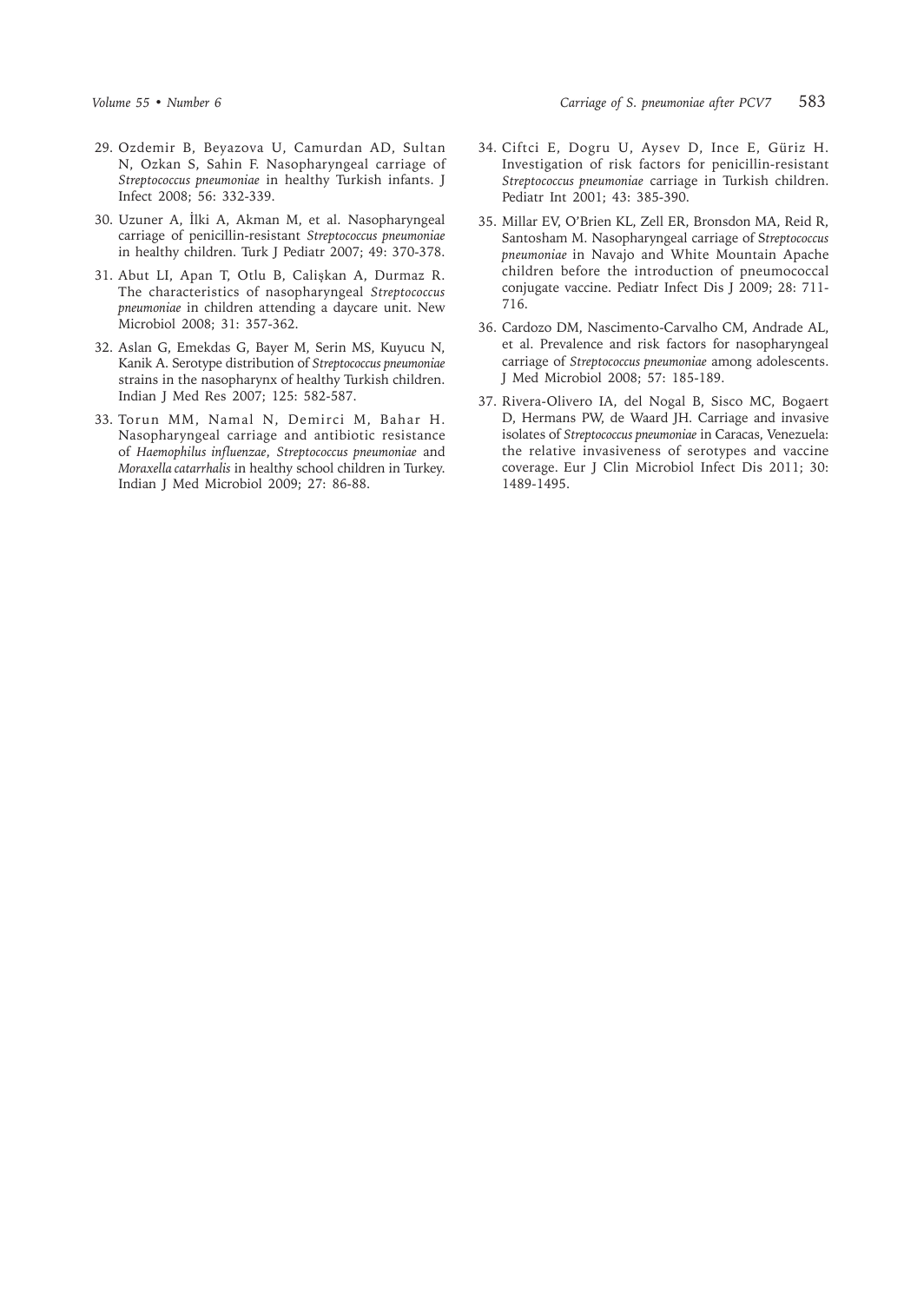29. Ozdemir B, Beyazova U, Camurdan AD, Sultan N, Ozkan S, Sahin F. Nasopharyngeal carriage of *Streptococcus pneumoniae* in healthy Turkish infants. J Infect 2008; 56: 332-339.
30. Uzuner A, İlki A, Akman M, et al. Nasopharyngeal carriage of penicillin-resistant *Streptococcus pneumoniae* in healthy children. Turk J Pediatr 2007; 49: 370-378.
31. Abut LI, Apan T, Otlu B, Calişkan A, Durmaz R. The characteristics of nasopharyngeal *Streptococcus pneumoniae* in children attending a daycare unit. New Microbiol 2008; 31: 357-362.
32. Aslan G, Emekdas G, Bayer M, Serin MS, Kuyucu N, Kanik A. Serotype distribution of *Streptococcus pneumoniae* strains in the nasopharynx of healthy Turkish children. Indian J Med Res 2007; 125: 582-587.
33. Torun MM, Namal N, Demirci M, Bahar H. Nasopharyngeal carriage and antibiotic resistance of *Haemophilus influenzae*, *Streptococcus pneumoniae* and *Moraxella catarrhalis* in healthy school children in Turkey. Indian J Med Microbiol 2009; 27: 86-88.
34. Ciftci E, Dogru U, Aysev D, Ince E, Güriz H. Investigation of risk factors for penicillin-resistant *Streptococcus pneumoniae* carriage in Turkish children. Pediatr Int 2001; 43: 385-390.
35. Millar EV, O'Brien KL, Zell ER, Bronsdon MA, Reid R, Santosham M. Nasopharyngeal carriage of *Streptococcus pneumoniae* in Navajo and White Mountain Apache children before the introduction of pneumococcal conjugate vaccine. Pediatr Infect Dis J 2009; 28: 711-716.
36. Cardozo DM, Nascimento-Carvalho CM, Andrade AL, et al. Prevalence and risk factors for nasopharyngeal carriage of *Streptococcus pneumoniae* among adolescents. J Med Microbiol 2008; 57: 185-189.
37. Rivera-Olivero IA, del Nogal B, Sisco MC, Bogaert D, Hermans PW, de Waard JH. Carriage and invasive isolates of *Streptococcus pneumoniae* in Caracas, Venezuela: the relative invasiveness of serotypes and vaccine coverage. Eur J Clin Microbiol Infect Dis 2011; 30: 1489-1495.